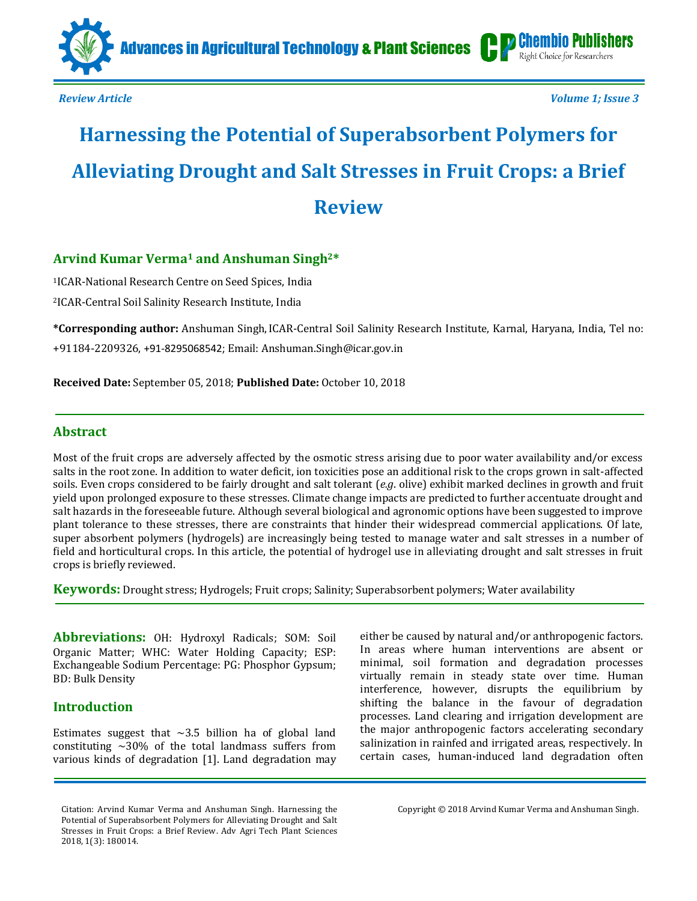Review Article

# Harnessing the Potential of Superabsorbent Polymers for Alleviating Drought and Salt Stresses in Fruit Crops: a Brief Review

**Arvind Kumar Verma[1] and Anshuman Singh[2]***

[1]ICAR-National Research Centre on Seed Spices, India

[2]ICAR-Central Soil Salinity Research Institute, India

**\*Corresponding author:** Anshuman Singh, ICAR-Central Soil Salinity Research Institute, Karnal, Haryana, India, Tel no: +91184-2209326, +91-8295068542; Email: Anshuman.Singh@icar.gov.in

**Received Date:** September 05, 2018; **Published Date:** October 10, 2018

## Abstract

Most of the fruit crops are adversely affected by the osmotic stress arising due to poor water availability and/or excess salts in the root zone. In addition to water deficit, ion toxicities pose an additional risk to the crops grown in salt-affected soils. Even crops considered to be fairly drought and salt tolerant (*e.g*. olive) exhibit marked declines in growth and fruit yield upon prolonged exposure to these stresses. Climate change impacts are predicted to further accentuate drought and salt hazards in the foreseeable future. Although several biological and agronomic options have been suggested to improve plant tolerance to these stresses, there are constraints that hinder their widespread commercial applications. Of late, super absorbent polymers (hydrogels) are increasingly being tested to manage water and salt stresses in a number of field and horticultural crops. In this article, the potential of hydrogel use in alleviating drought and salt stresses in fruit crops is briefly reviewed.

**Keywords:** Drought stress; Hydrogels; Fruit crops; Salinity; Superabsorbent polymers; Water availability

**Abbreviations:** OH: Hydroxyl Radicals; SOM: Soil Organic Matter; WHC: Water Holding Capacity; ESP: Exchangeable Sodium Percentage: PG: Phosphor Gypsum; BD: Bulk Density

## Introduction

Estimates suggest that ~3.5 billion ha of global land constituting ~30% of the total landmass suffers from various kinds of degradation [1]. Land degradation may either be caused by natural and/or anthropogenic factors. In areas where human interventions are absent or minimal, soil formation and degradation processes virtually remain in steady state over time. Human interference, however, disrupts the equilibrium by shifting the balance in the favour of degradation processes. Land clearing and irrigation development are the major anthropogenic factors accelerating secondary salinization in rainfed and irrigated areas, respectively. In certain cases, human-induced land degradation often

Citation: Arvind Kumar Verma and Anshuman Singh. Harnessing the Potential of Superabsorbent Polymers for Alleviating Drought and Salt Stresses in Fruit Crops: a Brief Review. Adv Agri Tech Plant Sciences 2018, 1(3): 180014.

Copyright © 2018 Arvind Kumar Verma and Anshuman Singh.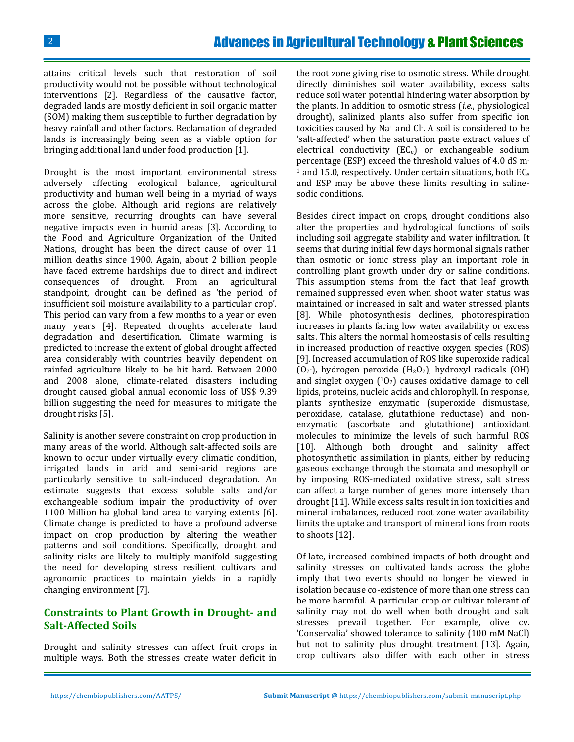attains critical levels such that restoration of soil productivity would not be possible without technological interventions [2]. Regardless of the causative factor, degraded lands are mostly deficient in soil organic matter (SOM) making them susceptible to further degradation by heavy rainfall and other factors. Reclamation of degraded lands is increasingly being seen as a viable option for bringing additional land under food production [1].

Drought is the most important environmental stress adversely affecting ecological balance, agricultural productivity and human well being in a myriad of ways across the globe. Although arid regions are relatively more sensitive, recurring droughts can have several negative impacts even in humid areas [3]. According to the Food and Agriculture Organization of the United Nations, drought has been the direct cause of over 11 million deaths since 1900. Again, about 2 billion people have faced extreme hardships due to direct and indirect consequences of drought. From an agricultural standpoint, drought can be defined as 'the period of insufficient soil moisture availability to a particular crop'. This period can vary from a few months to a year or even many years [4]. Repeated droughts accelerate land degradation and desertification. Climate warming is predicted to increase the extent of global drought affected area considerably with countries heavily dependent on rainfed agriculture likely to be hit hard. Between 2000 and 2008 alone, climate-related disasters including drought caused global annual economic loss of US$ 9.39 billion suggesting the need for measures to mitigate the drought risks [5].

Salinity is another severe constraint on crop production in many areas of the world. Although salt-affected soils are known to occur under virtually every climatic condition, irrigated lands in arid and semi-arid regions are particularly sensitive to salt-induced degradation. An estimate suggests that excess soluble salts and/or exchangeable sodium impair the productivity of over 1100 Million ha global land area to varying extents [6]. Climate change is predicted to have a profound adverse impact on crop production by altering the weather patterns and soil conditions. Specifically, drought and salinity risks are likely to multiply manifold suggesting the need for developing stress resilient cultivars and agronomic practices to maintain yields in a rapidly changing environment [7].

## Constraints to Plant Growth in Drought- and Salt-Affected Soils

Drought and salinity stresses can affect fruit crops in multiple ways. Both the stresses create water deficit in the root zone giving rise to osmotic stress. While drought directly diminishes soil water availability, excess salts reduce soil water potential hindering water absorption by the plants. In addition to osmotic stress (*i.e.*, physiological drought), salinized plants also suffer from specific ion toxicities caused by $Na^+$ and $Cl^-$. A soil is considered to be 'salt-affected' when the saturation paste extract values of electrical conductivity ($EC_e$) or exchangeable sodium percentage (ESP) exceed the threshold values of 4.0 dS $m^{-1}$ and 15.0, respectively. Under certain situations, both $EC_e$ and ESP may be above these limits resulting in saline-sodic conditions.

Besides direct impact on crops, drought conditions also alter the properties and hydrological functions of soils including soil aggregate stability and water infiltration. It seems that during initial few days hormonal signals rather than osmotic or ionic stress play an important role in controlling plant growth under dry or saline conditions. This assumption stems from the fact that leaf growth remained suppressed even when shoot water status was maintained or increased in salt and water stressed plants [8]. While photosynthesis declines, photorespiration increases in plants facing low water availability or excess salts. This alters the normal homeostasis of cells resulting in increased production of reactive oxygen species (ROS) [9]. Increased accumulation of ROS like superoxide radical ($O_2^-$), hydrogen peroxide ($H_2O_2$), hydroxyl radicals (OH) and singlet oxygen ($^1O_2$) causes oxidative damage to cell lipids, proteins, nucleic acids and chlorophyll. In response, plants synthesize enzymatic (superoxide dismustase, peroxidase, catalase, glutathione reductase) and non-enzymatic (ascorbate and glutathione) antioxidant molecules to minimize the levels of such harmful ROS [10]. Although both drought and salinity affect photosynthetic assimilation in plants, either by reducing gaseous exchange through the stomata and mesophyll or by imposing ROS-mediated oxidative stress, salt stress can affect a large number of genes more intensely than drought [11]. While excess salts result in ion toxicities and mineral imbalances, reduced root zone water availability limits the uptake and transport of mineral ions from roots to shoots [12].

Of late, increased combined impacts of both drought and salinity stresses on cultivated lands across the globe imply that two events should no longer be viewed in isolation because co-existence of more than one stress can be more harmful. A particular crop or cultivar tolerant of salinity may not do well when both drought and salt stresses prevail together. For example, olive cv. 'Conservalia' showed tolerance to salinity (100 mM NaCl) but not to salinity plus drought treatment [13]. Again, crop cultivars also differ with each other in stress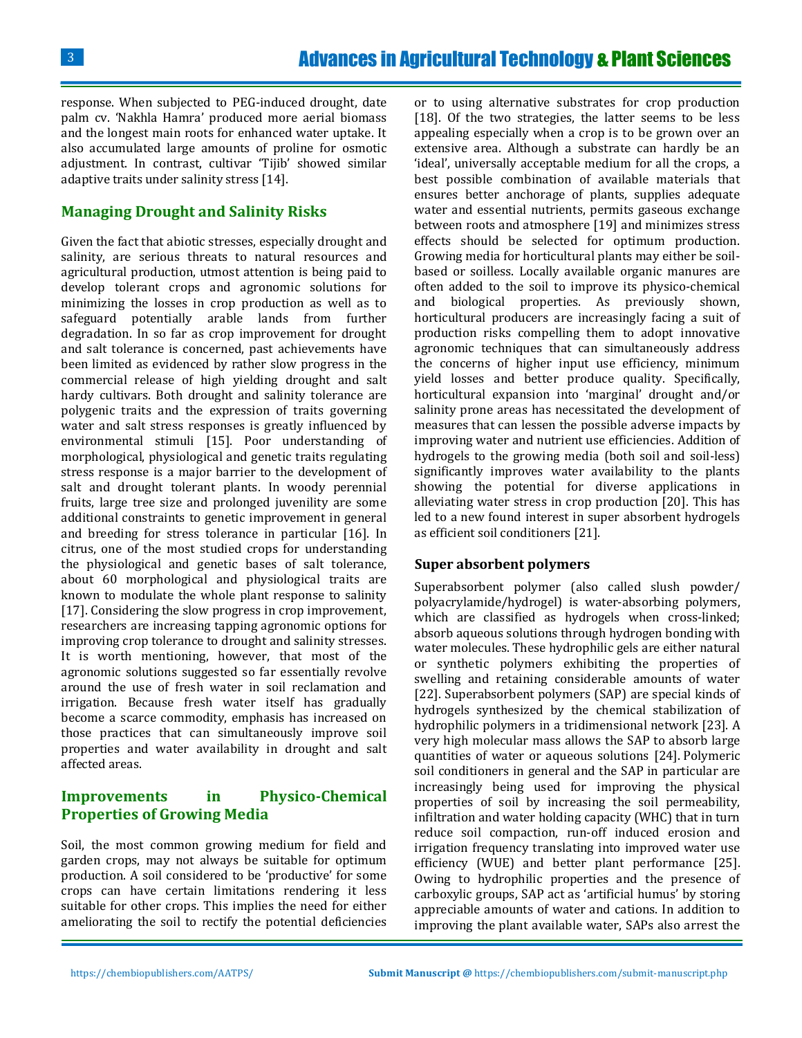response. When subjected to PEG-induced drought, date palm cv. 'Nakhla Hamra' produced more aerial biomass and the longest main roots for enhanced water uptake. It also accumulated large amounts of proline for osmotic adjustment. In contrast, cultivar 'Tijib' showed similar adaptive traits under salinity stress [14].

## Managing Drought and Salinity Risks

Given the fact that abiotic stresses, especially drought and salinity, are serious threats to natural resources and agricultural production, utmost attention is being paid to develop tolerant crops and agronomic solutions for minimizing the losses in crop production as well as to safeguard potentially arable lands from further degradation. In so far as crop improvement for drought and salt tolerance is concerned, past achievements have been limited as evidenced by rather slow progress in the commercial release of high yielding drought and salt hardy cultivars. Both drought and salinity tolerance are polygenic traits and the expression of traits governing water and salt stress responses is greatly influenced by environmental stimuli [15]. Poor understanding of morphological, physiological and genetic traits regulating stress response is a major barrier to the development of salt and drought tolerant plants. In woody perennial fruits, large tree size and prolonged juvenility are some additional constraints to genetic improvement in general and breeding for stress tolerance in particular [16]. In citrus, one of the most studied crops for understanding the physiological and genetic bases of salt tolerance, about 60 morphological and physiological traits are known to modulate the whole plant response to salinity [17]. Considering the slow progress in crop improvement, researchers are increasing tapping agronomic options for improving crop tolerance to drought and salinity stresses. It is worth mentioning, however, that most of the agronomic solutions suggested so far essentially revolve around the use of fresh water in soil reclamation and irrigation. Because fresh water itself has gradually become a scarce commodity, emphasis has increased on those practices that can simultaneously improve soil properties and water availability in drought and salt affected areas.

## Improvements in Physico-Chemical Properties of Growing Media

Soil, the most common growing medium for field and garden crops, may not always be suitable for optimum production. A soil considered to be 'productive' for some crops can have certain limitations rendering it less suitable for other crops. This implies the need for either ameliorating the soil to rectify the potential deficiencies or to using alternative substrates for crop production [18]. Of the two strategies, the latter seems to be less appealing especially when a crop is to be grown over an extensive area. Although a substrate can hardly be an 'ideal', universally acceptable medium for all the crops, a best possible combination of available materials that ensures better anchorage of plants, supplies adequate water and essential nutrients, permits gaseous exchange between roots and atmosphere [19] and minimizes stress effects should be selected for optimum production. Growing media for horticultural plants may either be soil-based or soilless. Locally available organic manures are often added to the soil to improve its physico-chemical and biological properties. As previously shown, horticultural producers are increasingly facing a suit of production risks compelling them to adopt innovative agronomic techniques that can simultaneously address the concerns of higher input use efficiency, minimum yield losses and better produce quality. Specifically, horticultural expansion into 'marginal' drought and/or salinity prone areas has necessitated the development of measures that can lessen the possible adverse impacts by improving water and nutrient use efficiencies. Addition of hydrogels to the growing media (both soil and soil-less) significantly improves water availability to the plants showing the potential for diverse applications in alleviating water stress in crop production [20]. This has led to a new found interest in super absorbent hydrogels as efficient soil conditioners [21].

### Super absorbent polymers

Superabsorbent polymer (also called slush powder/ polyacrylamide/hydrogel) is water-absorbing polymers, which are classified as hydrogels when cross-linked; absorb aqueous solutions through hydrogen bonding with water molecules. These hydrophilic gels are either natural or synthetic polymers exhibiting the properties of swelling and retaining considerable amounts of water [22]. Superabsorbent polymers (SAP) are special kinds of hydrogels synthesized by the chemical stabilization of hydrophilic polymers in a tridimensional network [23]. A very high molecular mass allows the SAP to absorb large quantities of water or aqueous solutions [24]. Polymeric soil conditioners in general and the SAP in particular are increasingly being used for improving the physical properties of soil by increasing the soil permeability, infiltration and water holding capacity (WHC) that in turn reduce soil compaction, run-off induced erosion and irrigation frequency translating into improved water use efficiency (WUE) and better plant performance [25]. Owing to hydrophilic properties and the presence of carboxylic groups, SAP act as 'artificial humus' by storing appreciable amounts of water and cations. In addition to improving the plant available water, SAPs also arrest the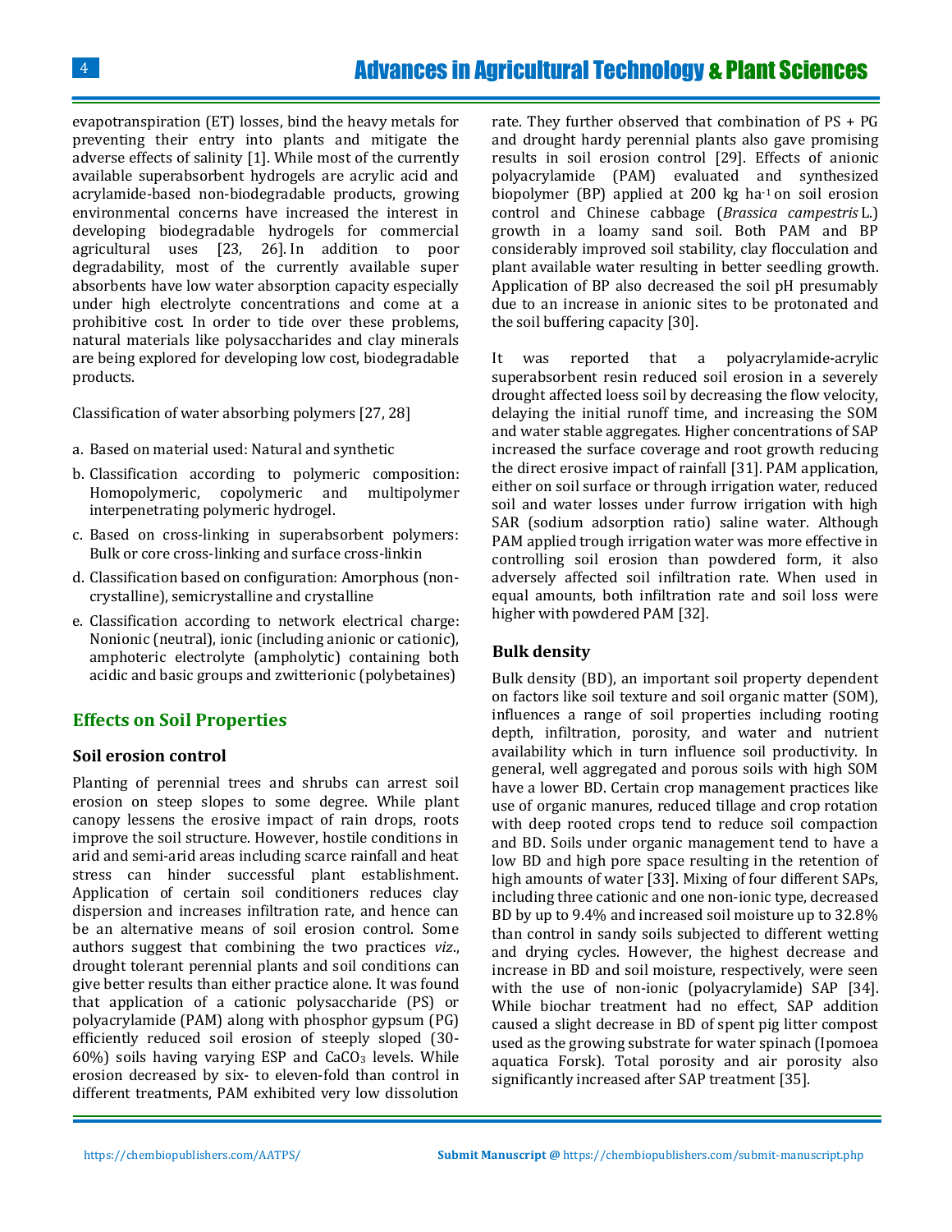evapotranspiration (ET) losses, bind the heavy metals for preventing their entry into plants and mitigate the adverse effects of salinity [1]. While most of the currently available superabsorbent hydrogels are acrylic acid and acrylamide-based non-biodegradable products, growing environmental concerns have increased the interest in developing biodegradable hydrogels for commercial agricultural uses [23, 26]. In addition to poor degradability, most of the currently available super absorbents have low water absorption capacity especially under high electrolyte concentrations and come at a prohibitive cost. In order to tide over these problems, natural materials like polysaccharides and clay minerals are being explored for developing low cost, biodegradable products.

Classification of water absorbing polymers [27, 28]

a. Based on material used: Natural and synthetic
b. Classification according to polymeric composition: Homopolymeric, copolymeric and multipolymer interpenetrating polymeric hydrogel.
c. Based on cross-linking in superabsorbent polymers: Bulk or core cross-linking and surface cross-linkin
d. Classification based on configuration: Amorphous (non-crystalline), semicrystalline and crystalline
e. Classification according to network electrical charge: Nonionic (neutral), ionic (including anionic or cationic), amphoteric electrolyte (ampholytic) containing both acidic and basic groups and zwitterionic (polybetaines)

## Effects on Soil Properties

### Soil erosion control

Planting of perennial trees and shrubs can arrest soil erosion on steep slopes to some degree. While plant canopy lessens the erosive impact of rain drops, roots improve the soil structure. However, hostile conditions in arid and semi-arid areas including scarce rainfall and heat stress can hinder successful plant establishment. Application of certain soil conditioners reduces clay dispersion and increases infiltration rate, and hence can be an alternative means of soil erosion control. Some authors suggest that combining the two practices *viz*., drought tolerant perennial plants and soil conditions can give better results than either practice alone. It was found that application of a cationic polysaccharide (PS) or polyacrylamide (PAM) along with phosphor gypsum (PG) efficiently reduced soil erosion of steeply sloped (30-60%) soils having varying ESP and $CaCO_3$ levels. While erosion decreased by six- to eleven-fold than control in different treatments, PAM exhibited very low dissolution rate. They further observed that combination of PS + PG and drought hardy perennial plants also gave promising results in soil erosion control [29]. Effects of anionic polyacrylamide (PAM) evaluated and synthesized biopolymer (BP) applied at 200 kg ha$^{-1}$ on soil erosion control and Chinese cabbage (*Brassica campestris* L.) growth in a loamy sand soil. Both PAM and BP considerably improved soil stability, clay flocculation and plant available water resulting in better seedling growth. Application of BP also decreased the soil pH presumably due to an increase in anionic sites to be protonated and the soil buffering capacity [30].

It was reported that a polyacrylamide-acrylic superabsorbent resin reduced soil erosion in a severely drought affected loess soil by decreasing the flow velocity, delaying the initial runoff time, and increasing the SOM and water stable aggregates. Higher concentrations of SAP increased the surface coverage and root growth reducing the direct erosive impact of rainfall [31]. PAM application, either on soil surface or through irrigation water, reduced soil and water losses under furrow irrigation with high SAR (sodium adsorption ratio) saline water. Although PAM applied trough irrigation water was more effective in controlling soil erosion than powdered form, it also adversely affected soil infiltration rate. When used in equal amounts, both infiltration rate and soil loss were higher with powdered PAM [32].

### Bulk density

Bulk density (BD), an important soil property dependent on factors like soil texture and soil organic matter (SOM), influences a range of soil properties including rooting depth, infiltration, porosity, and water and nutrient availability which in turn influence soil productivity. In general, well aggregated and porous soils with high SOM have a lower BD. Certain crop management practices like use of organic manures, reduced tillage and crop rotation with deep rooted crops tend to reduce soil compaction and BD. Soils under organic management tend to have a low BD and high pore space resulting in the retention of high amounts of water [33]. Mixing of four different SAPs, including three cationic and one non-ionic type, decreased BD by up to 9.4% and increased soil moisture up to 32.8% than control in sandy soils subjected to different wetting and drying cycles. However, the highest decrease and increase in BD and soil moisture, respectively, were seen with the use of non-ionic (polyacrylamide) SAP [34]. While biochar treatment had no effect, SAP addition caused a slight decrease in BD of spent pig litter compost used as the growing substrate for water spinach (Ipomoea aquatica Forsk). Total porosity and air porosity also significantly increased after SAP treatment [35].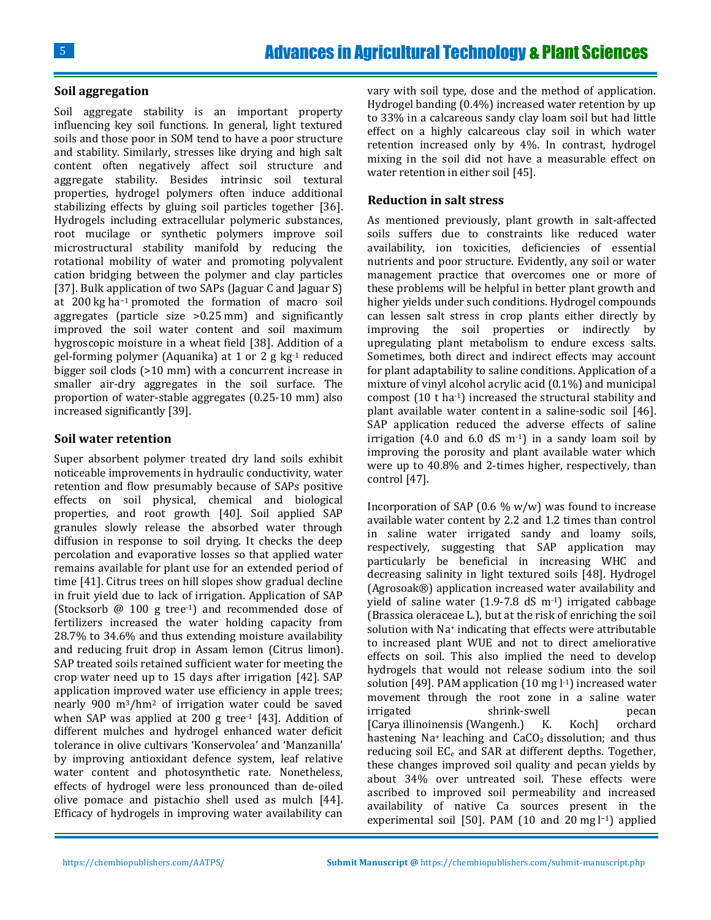## Soil aggregation

Soil aggregate stability is an important property influencing key soil functions. In general, light textured soils and those poor in SOM tend to have a poor structure and stability. Similarly, stresses like drying and high salt content often negatively affect soil structure and aggregate stability. Besides intrinsic soil textural properties, hydrogel polymers often induce additional stabilizing effects by gluing soil particles together [36]. Hydrogels including extracellular polymeric substances, root mucilage or synthetic polymers improve soil microstructural stability manifold by reducing the rotational mobility of water and promoting polyvalent cation bridging between the polymer and clay particles [37]. Bulk application of two SAPs (Jaguar C and Jaguar S) at 200 kg $ha^{-1}$ promoted the formation of macro soil aggregates (particle size >0.25 mm) and significantly improved the soil water content and soil maximum hygroscopic moisture in a wheat field [38]. Addition of a gel-forming polymer (Aquanika) at 1 or 2 g $kg^{-1}$ reduced bigger soil clods (>10 mm) with a concurrent increase in smaller air-dry aggregates in the soil surface. The proportion of water-stable aggregates (0.25-10 mm) also increased significantly [39].

## Soil water retention

Super absorbent polymer treated dry land soils exhibit noticeable improvements in hydraulic conductivity, water retention and flow presumably because of SAPs positive effects on soil physical, chemical and biological properties, and root growth [40]. Soil applied SAP granules slowly release the absorbed water through diffusion in response to soil drying. It checks the deep percolation and evaporative losses so that applied water remains available for plant use for an extended period of time [41]. Citrus trees on hill slopes show gradual decline in fruit yield due to lack of irrigation. Application of SAP (Stocksorb @ 100 g $tree^{-1}$) and recommended dose of fertilizers increased the water holding capacity from 28.7% to 34.6% and thus extending moisture availability and reducing fruit drop in Assam lemon (Citrus limon). SAP treated soils retained sufficient water for meeting the crop water need up to 15 days after irrigation [42]. SAP application improved water use efficiency in apple trees; nearly 900 $m^3/hm^2$ of irrigation water could be saved when SAP was applied at 200 g $tree^{-1}$ [43]. Addition of different mulches and hydrogel enhanced water deficit tolerance in olive cultivars 'Konservolea' and 'Manzanilla' by improving antioxidant defence system, leaf relative water content and photosynthetic rate. Nonetheless, effects of hydrogel were less pronounced than de-oiled olive pomace and pistachio shell used as mulch [44]. Efficacy of hydrogels in improving water availability can vary with soil type, dose and the method of application. Hydrogel banding (0.4%) increased water retention by up to 33% in a calcareous sandy clay loam soil but had little effect on a highly calcareous clay soil in which water retention increased only by 4%. In contrast, hydrogel mixing in the soil did not have a measurable effect on water retention in either soil [45].

## Reduction in salt stress

As mentioned previously, plant growth in salt-affected soils suffers due to constraints like reduced water availability, ion toxicities, deficiencies of essential nutrients and poor structure. Evidently, any soil or water management practice that overcomes one or more of these problems will be helpful in better plant growth and higher yields under such conditions. Hydrogel compounds can lessen salt stress in crop plants either directly by improving the soil properties or indirectly by upregulating plant metabolism to endure excess salts. Sometimes, both direct and indirect effects may account for plant adaptability to saline conditions. Application of a mixture of vinyl alcohol acrylic acid (0.1%) and municipal compost (10 t $ha^{-1}$) increased the structural stability and plant available water content in a saline-sodic soil [46]. SAP application reduced the adverse effects of saline irrigation (4.0 and 6.0 dS $m^{-1}$) in a sandy loam soil by improving the porosity and plant available water which were up to 40.8% and 2-times higher, respectively, than control [47].

Incorporation of SAP (0.6 % w/w) was found to increase available water content by 2.2 and 1.2 times than control in saline water irrigated sandy and loamy soils, respectively, suggesting that SAP application may particularly be beneficial in increasing WHC and decreasing salinity in light textured soils [48]. Hydrogel (Agrosoak®) application increased water availability and yield of saline water (1.9-7.8 dS $m^{-1}$) irrigated cabbage (Brassica oleraceae L.), but at the risk of enriching the soil solution with $Na^+$ indicating that effects were attributable to increased plant WUE and not to direct ameliorative effects on soil. This also implied the need to develop hydrogels that would not release sodium into the soil solution [49]. PAM application (10 mg $l^{-1}$) increased water movement through the root zone in a saline water irrigated shrink-swell pecan [Carya illinoinensis (Wangenh.) K. Koch] orchard hastening $Na^+$ leaching and $CaCO_3$ dissolution; and thus reducing soil $EC_e$ and SAR at different depths. Together, these changes improved soil quality and pecan yields by about 34% over untreated soil. These effects were ascribed to improved soil permeability and increased availability of native Ca sources present in the experimental soil [50]. PAM (10 and 20 mg $l^{-1}$) applied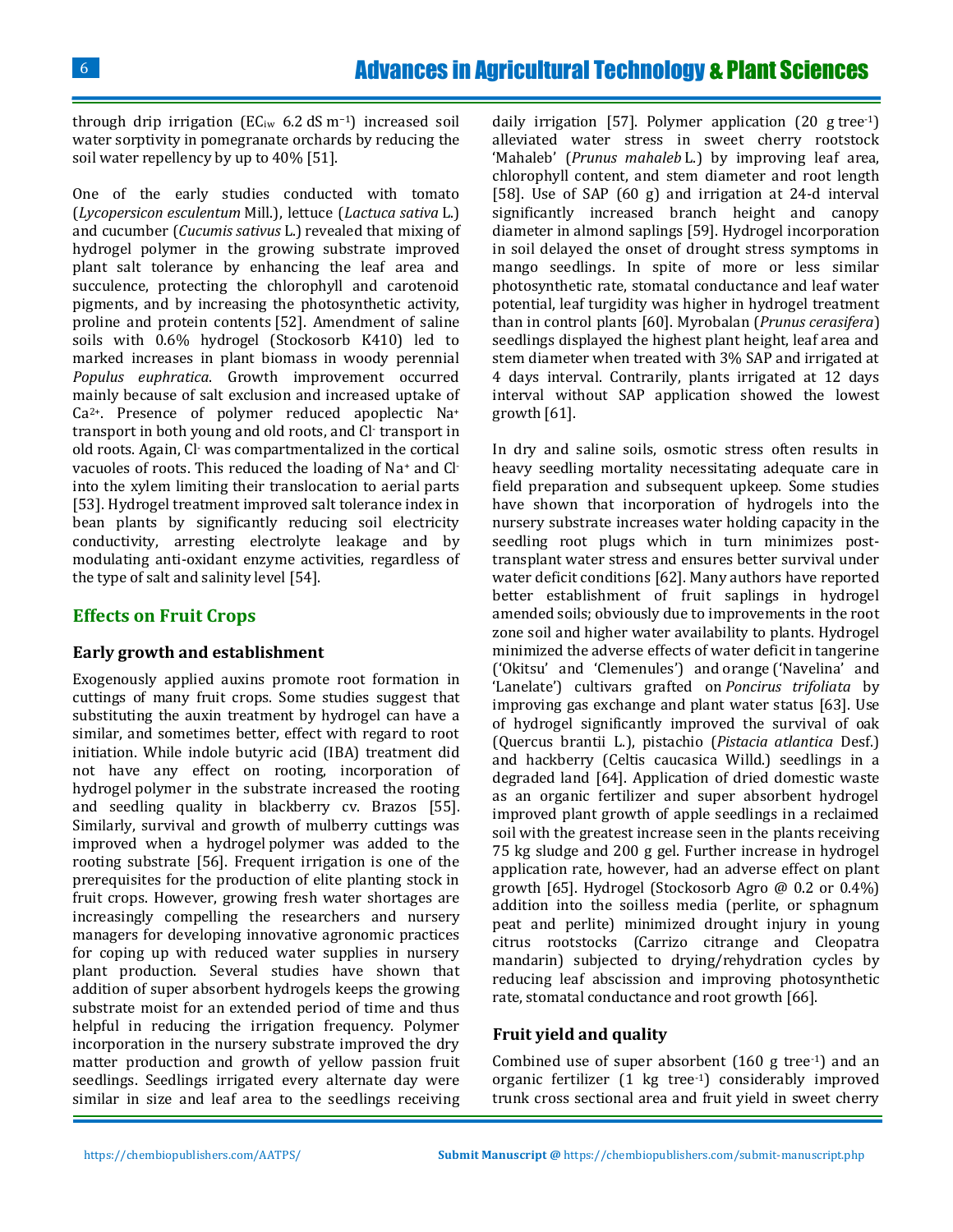through drip irrigation ($EC_{iw}$ 6.2 dS $m^{-1}$) increased soil water sorptivity in pomegranate orchards by reducing the soil water repellency by up to 40% [51].

One of the early studies conducted with tomato (*Lycopersicon esculentum* Mill.), lettuce (*Lactuca sativa* L.) and cucumber (*Cucumis sativus* L.) revealed that mixing of hydrogel polymer in the growing substrate improved plant salt tolerance by enhancing the leaf area and succulence, protecting the chlorophyll and carotenoid pigments, and by increasing the photosynthetic activity, proline and protein contents [52]. Amendment of saline soils with 0.6% hydrogel (Stockosorb K410) led to marked increases in plant biomass in woody perennial *Populus euphratica*. Growth improvement occurred mainly because of salt exclusion and increased uptake of $Ca^{2+}$. Presence of polymer reduced apoplectic $Na^{+}$ transport in both young and old roots, and $Cl^{-}$ transport in old roots. Again, $Cl^{-}$ was compartmentalized in the cortical vacuoles of roots. This reduced the loading of $Na^{+}$ and $Cl^{-}$ into the xylem limiting their translocation to aerial parts [53]. Hydrogel treatment improved salt tolerance index in bean plants by significantly reducing soil electricity conductivity, arresting electrolyte leakage and by modulating anti-oxidant enzyme activities, regardless of the type of salt and salinity level [54].

## Effects on Fruit Crops

### Early growth and establishment

Exogenously applied auxins promote root formation in cuttings of many fruit crops. Some studies suggest that substituting the auxin treatment by hydrogel can have a similar, and sometimes better, effect with regard to root initiation. While indole butyric acid (IBA) treatment did not have any effect on rooting, incorporation of hydrogel polymer in the substrate increased the rooting and seedling quality in blackberry cv. Brazos [55]. Similarly, survival and growth of mulberry cuttings was improved when a hydrogel polymer was added to the rooting substrate [56]. Frequent irrigation is one of the prerequisites for the production of elite planting stock in fruit crops. However, growing fresh water shortages are increasingly compelling the researchers and nursery managers for developing innovative agronomic practices for coping up with reduced water supplies in nursery plant production. Several studies have shown that addition of super absorbent hydrogels keeps the growing substrate moist for an extended period of time and thus helpful in reducing the irrigation frequency. Polymer incorporation in the nursery substrate improved the dry matter production and growth of yellow passion fruit seedlings. Seedlings irrigated every alternate day were similar in size and leaf area to the seedlings receiving daily irrigation [57]. Polymer application (20 g $tree^{-1}$) alleviated water stress in sweet cherry rootstock 'Mahaleb' (*Prunus mahaleb* L.) by improving leaf area, chlorophyll content, and stem diameter and root length [58]. Use of SAP (60 g) and irrigation at 24-d interval significantly increased branch height and canopy diameter in almond saplings [59]. Hydrogel incorporation in soil delayed the onset of drought stress symptoms in mango seedlings. In spite of more or less similar photosynthetic rate, stomatal conductance and leaf water potential, leaf turgidity was higher in hydrogel treatment than in control plants [60]. Myrobalan (*Prunus cerasifera*) seedlings displayed the highest plant height, leaf area and stem diameter when treated with 3% SAP and irrigated at 4 days interval. Contrarily, plants irrigated at 12 days interval without SAP application showed the lowest growth [61].

In dry and saline soils, osmotic stress often results in heavy seedling mortality necessitating adequate care in field preparation and subsequent upkeep. Some studies have shown that incorporation of hydrogels into the nursery substrate increases water holding capacity in the seedling root plugs which in turn minimizes post-transplant water stress and ensures better survival under water deficit conditions [62]. Many authors have reported better establishment of fruit saplings in hydrogel amended soils; obviously due to improvements in the root zone soil and higher water availability to plants. Hydrogel minimized the adverse effects of water deficit in tangerine ('Okitsu' and 'Clemenules') and orange ('Navelina' and 'Lanelate') cultivars grafted on *Poncirus trifoliata* by improving gas exchange and plant water status [63]. Use of hydrogel significantly improved the survival of oak (Quercus brantii L.), pistachio (*Pistacia atlantica* Desf.) and hackberry (Celtis caucasica Willd.) seedlings in a degraded land [64]. Application of dried domestic waste as an organic fertilizer and super absorbent hydrogel improved plant growth of apple seedlings in a reclaimed soil with the greatest increase seen in the plants receiving 75 kg sludge and 200 g gel. Further increase in hydrogel application rate, however, had an adverse effect on plant growth [65]. Hydrogel (Stockosorb Agro @ 0.2 or 0.4%) addition into the soilless media (perlite, or sphagnum peat and perlite) minimized drought injury in young citrus rootstocks (Carrizo citrange and Cleopatra mandarin) subjected to drying/rehydration cycles by reducing leaf abscission and improving photosynthetic rate, stomatal conductance and root growth [66].

### Fruit yield and quality

Combined use of super absorbent (160 g $tree^{-1}$) and an organic fertilizer (1 kg $tree^{-1}$) considerably improved trunk cross sectional area and fruit yield in sweet cherry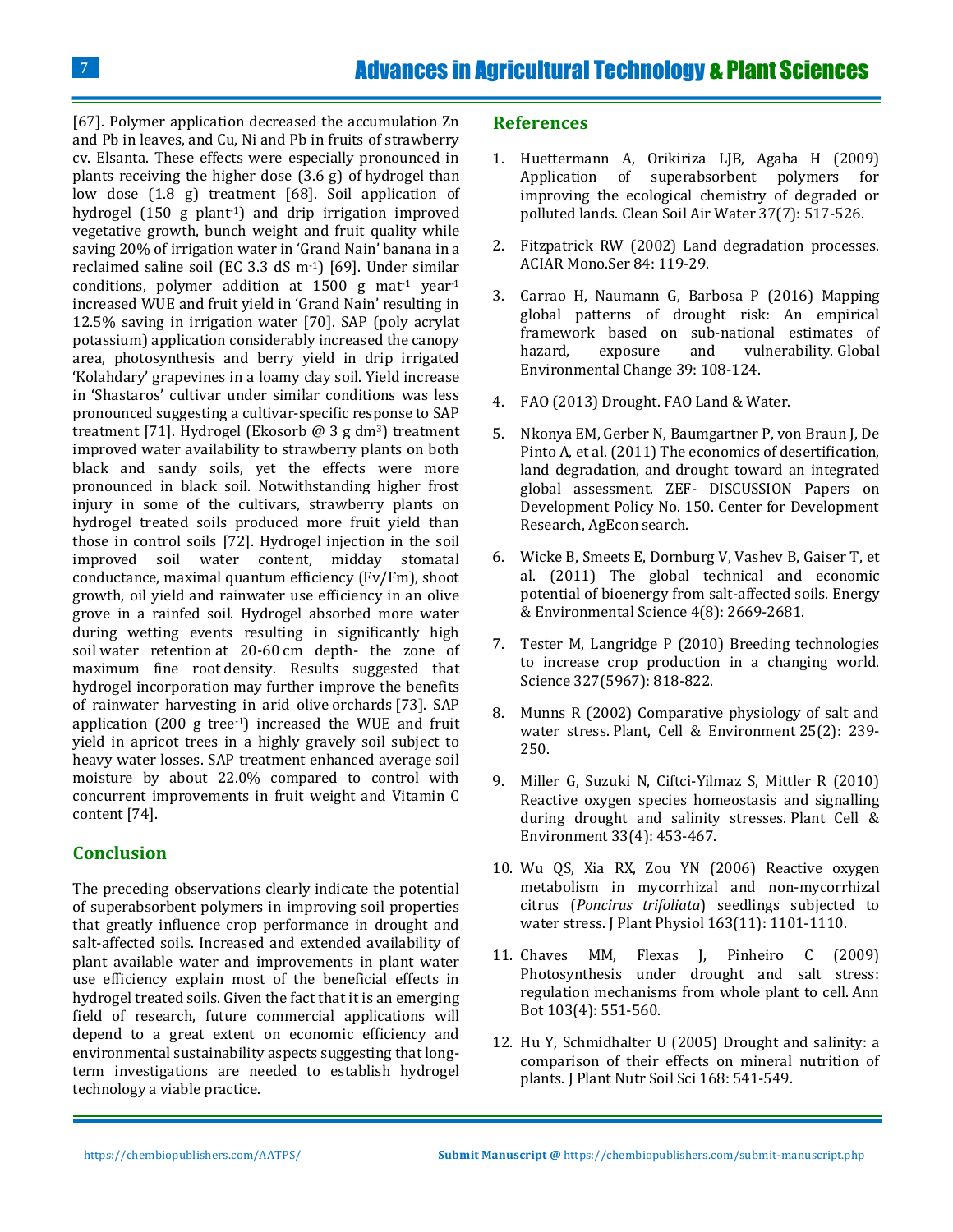[67]. Polymer application decreased the accumulation Zn and Pb in leaves, and Cu, Ni and Pb in fruits of strawberry cv. Elsanta. These effects were especially pronounced in plants receiving the higher dose (3.6 g) of hydrogel than low dose (1.8 g) treatment [68]. Soil application of hydrogel (150 g plant$^{-1}$) and drip irrigation improved vegetative growth, bunch weight and fruit quality while saving 20% of irrigation water in 'Grand Nain' banana in a reclaimed saline soil (EC 3.3 dS m$^{-1}$) [69]. Under similar conditions, polymer addition at 1500 g mat$^{-1}$ year$^{-1}$ increased WUE and fruit yield in 'Grand Nain' resulting in 12.5% saving in irrigation water [70]. SAP (poly acrylat potassium) application considerably increased the canopy area, photosynthesis and berry yield in drip irrigated 'Kolahdary' grapevines in a loamy clay soil. Yield increase in 'Shastaros' cultivar under similar conditions was less pronounced suggesting a cultivar-specific response to SAP treatment [71]. Hydrogel (Ekosorb @ 3 g dm$^{3}$) treatment improved water availability to strawberry plants on both black and sandy soils, yet the effects were more pronounced in black soil. Notwithstanding higher frost injury in some of the cultivars, strawberry plants on hydrogel treated soils produced more fruit yield than those in control soils [72]. Hydrogel injection in the soil improved soil water content, midday stomatal conductance, maximal quantum efficiency (Fv/Fm), shoot growth, oil yield and rainwater use efficiency in an olive grove in a rainfed soil. Hydrogel absorbed more water during wetting events resulting in significantly high soil water retention at 20-60 cm depth- the zone of maximum fine root density. Results suggested that hydrogel incorporation may further improve the benefits of rainwater harvesting in arid olive orchards [73]. SAP application (200 g tree$^{-1}$) increased the WUE and fruit yield in apricot trees in a highly gravely soil subject to heavy water losses. SAP treatment enhanced average soil moisture by about 22.0% compared to control with concurrent improvements in fruit weight and Vitamin C content [74].

## Conclusion

The preceding observations clearly indicate the potential of superabsorbent polymers in improving soil properties that greatly influence crop performance in drought and salt-affected soils. Increased and extended availability of plant available water and improvements in plant water use efficiency explain most of the beneficial effects in hydrogel treated soils. Given the fact that it is an emerging field of research, future commercial applications will depend to a great extent on economic efficiency and environmental sustainability aspects suggesting that long-term investigations are needed to establish hydrogel technology a viable practice.

## References

1. Huettermann A, Orikiriza LJB, Agaba H (2009) Application of superabsorbent polymers for improving the ecological chemistry of degraded or polluted lands. Clean Soil Air Water 37(7): 517-526.
2. Fitzpatrick RW (2002) Land degradation processes. ACIAR Mono.Ser 84: 119-29.
3. Carrao H, Naumann G, Barbosa P (2016) Mapping global patterns of drought risk: An empirical framework based on sub-national estimates of hazard, exposure and vulnerability. Global Environmental Change 39: 108-124.
4. FAO (2013) Drought. FAO Land & Water.
5. Nkonya EM, Gerber N, Baumgartner P, von Braun J, De Pinto A, et al. (2011) The economics of desertification, land degradation, and drought toward an integrated global assessment. ZEF- DISCUSSION Papers on Development Policy No. 150. Center for Development Research, AgEcon search.
6. Wicke B, Smeets E, Dornburg V, Vashev B, Gaiser T, et al. (2011) The global technical and economic potential of bioenergy from salt-affected soils. Energy & Environmental Science 4(8): 2669-2681.
7. Tester M, Langridge P (2010) Breeding technologies to increase crop production in a changing world. Science 327(5967): 818-822.
8. Munns R (2002) Comparative physiology of salt and water stress. Plant, Cell & Environment 25(2): 239-250.
9. Miller G, Suzuki N, Ciftci-Yilmaz S, Mittler R (2010) Reactive oxygen species homeostasis and signalling during drought and salinity stresses. Plant Cell & Environment 33(4): 453-467.
10. Wu QS, Xia RX, Zou YN (2006) Reactive oxygen metabolism in mycorrhizal and non-mycorrhizal citrus (*Poncirus trifoliata*) seedlings subjected to water stress. J Plant Physiol 163(11): 1101-1110.
11. Chaves MM, Flexas J, Pinheiro C (2009) Photosynthesis under drought and salt stress: regulation mechanisms from whole plant to cell. Ann Bot 103(4): 551-560.
12. Hu Y, Schmidhalter U (2005) Drought and salinity: a comparison of their effects on mineral nutrition of plants. J Plant Nutr Soil Sci 168: 541-549.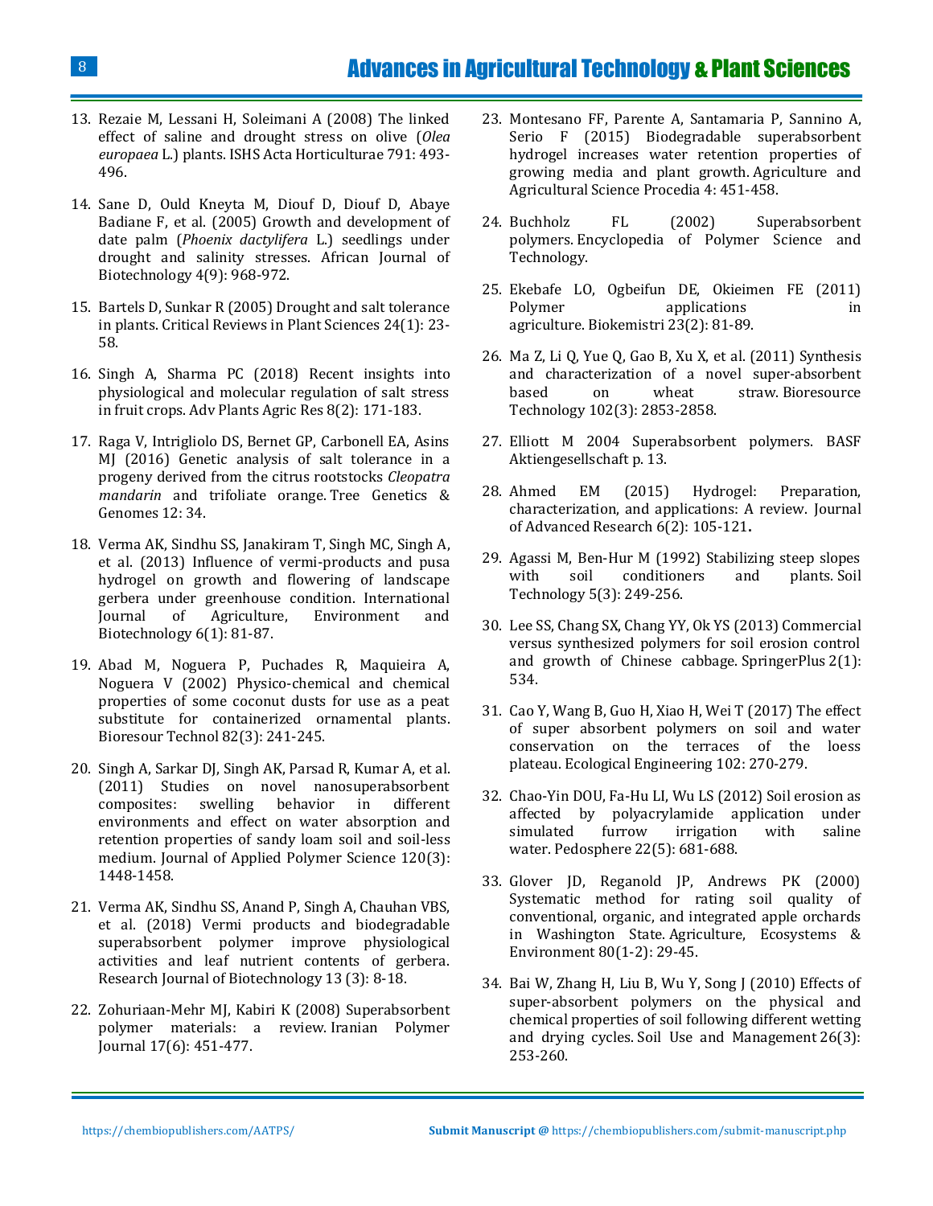13. Rezaie M, Lessani H, Soleimani A (2008) The linked effect of saline and drought stress on olive (*Olea europaea* L.) plants. ISHS Acta Horticulturae 791: 493-496.

14. Sane D, Ould Kneyta M, Diouf D, Diouf D, Abaye Badiane F, et al. (2005) Growth and development of date palm (*Phoenix dactylifera* L.) seedlings under drought and salinity stresses. African Journal of Biotechnology 4(9): 968-972.

15. Bartels D, Sunkar R (2005) Drought and salt tolerance in plants. Critical Reviews in Plant Sciences 24(1): 23-58.

16. Singh A, Sharma PC (2018) Recent insights into physiological and molecular regulation of salt stress in fruit crops. Adv Plants Agric Res 8(2): 171-183.

17. Raga V, Intrigliolo DS, Bernet GP, Carbonell EA, Asins MJ (2016) Genetic analysis of salt tolerance in a progeny derived from the citrus rootstocks *Cleopatra mandarin* and trifoliate orange. Tree Genetics & Genomes 12: 34.

18. Verma AK, Sindhu SS, Janakiram T, Singh MC, Singh A, et al. (2013) Influence of vermi-products and pusa hydrogel on growth and flowering of landscape gerbera under greenhouse condition. International Journal of Agriculture, Environment and Biotechnology 6(1): 81-87.

19. Abad M, Noguera P, Puchades R, Maquieira A, Noguera V (2002) Physico-chemical and chemical properties of some coconut dusts for use as a peat substitute for containerized ornamental plants. Bioresour Technol 82(3): 241-245.

20. Singh A, Sarkar DJ, Singh AK, Parsad R, Kumar A, et al. (2011) Studies on novel nanosuperabsorbent composites: swelling behavior in different environments and effect on water absorption and retention properties of sandy loam soil and soil-less medium. Journal of Applied Polymer Science 120(3): 1448-1458.

21. Verma AK, Sindhu SS, Anand P, Singh A, Chauhan VBS, et al. (2018) Vermi products and biodegradable superabsorbent polymer improve physiological activities and leaf nutrient contents of gerbera. Research Journal of Biotechnology 13 (3): 8-18.

22. Zohuriaan-Mehr MJ, Kabiri K (2008) Superabsorbent polymer materials: a review. Iranian Polymer Journal 17(6): 451-477.

23. Montesano FF, Parente A, Santamaria P, Sannino A, Serio F (2015) Biodegradable superabsorbent hydrogel increases water retention properties of growing media and plant growth. Agriculture and Agricultural Science Procedia 4: 451-458.

24. Buchholz FL (2002) Superabsorbent polymers. Encyclopedia of Polymer Science and Technology.

25. Ekebafe LO, Ogbeifun DE, Okieimen FE (2011) Polymer applications in agriculture. Biokemistri 23(2): 81-89.

26. Ma Z, Li Q, Yue Q, Gao B, Xu X, et al. (2011) Synthesis and characterization of a novel super-absorbent based on wheat straw. Bioresource Technology 102(3): 2853-2858.

27. Elliott M 2004 Superabsorbent polymers. BASF Aktiengesellschaft p. 13.

28. Ahmed EM (2015) Hydrogel: Preparation, characterization, and applications: A review. Journal of Advanced Research 6(2): 105-121.

29. Agassi M, Ben-Hur M (1992) Stabilizing steep slopes with soil conditioners and plants. Soil Technology 5(3): 249-256.

30. Lee SS, Chang SX, Chang YY, Ok YS (2013) Commercial versus synthesized polymers for soil erosion control and growth of Chinese cabbage. SpringerPlus 2(1): 534.

31. Cao Y, Wang B, Guo H, Xiao H, Wei T (2017) The effect of super absorbent polymers on soil and water conservation on the terraces of the loess plateau. Ecological Engineering 102: 270-279.

32. Chao-Yin DOU, Fa-Hu LI, Wu LS (2012) Soil erosion as affected by polyacrylamide application under simulated furrow irrigation with saline water. Pedosphere 22(5): 681-688.

33. Glover JD, Reganold JP, Andrews PK (2000) Systematic method for rating soil quality of conventional, organic, and integrated apple orchards in Washington State. Agriculture, Ecosystems & Environment 80(1-2): 29-45.

34. Bai W, Zhang H, Liu B, Wu Y, Song J (2010) Effects of super-absorbent polymers on the physical and chemical properties of soil following different wetting and drying cycles. Soil Use and Management 26(3): 253-260.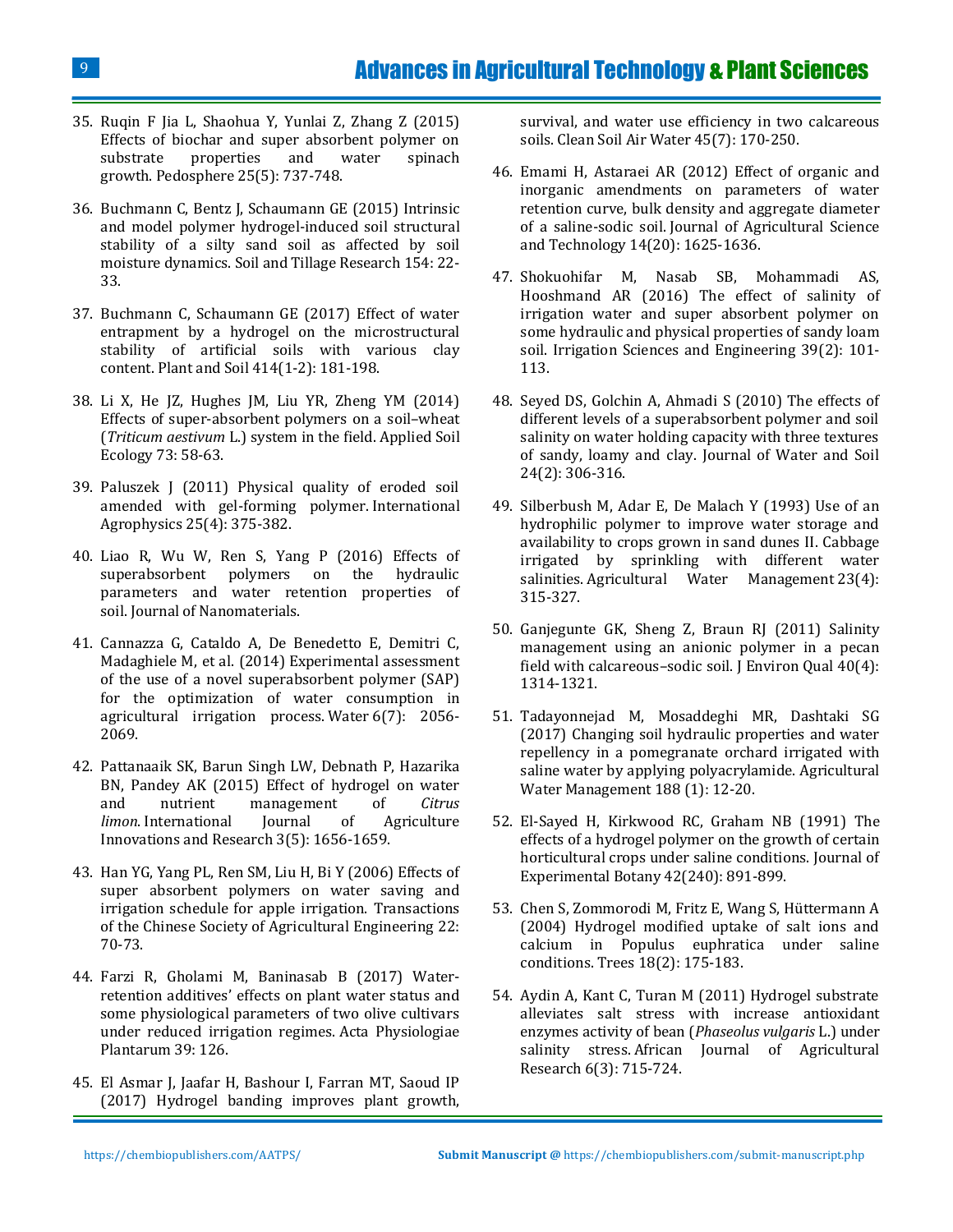35. Ruqin F Jia L, Shaohua Y, Yunlai Z, Zhang Z (2015) Effects of biochar and super absorbent polymer on substrate properties and water spinach growth. Pedosphere 25(5): 737-748.

36. Buchmann C, Bentz J, Schaumann GE (2015) Intrinsic and model polymer hydrogel-induced soil structural stability of a silty sand soil as affected by soil moisture dynamics. Soil and Tillage Research 154: 22-33.

37. Buchmann C, Schaumann GE (2017) Effect of water entrapment by a hydrogel on the microstructural stability of artificial soils with various clay content. Plant and Soil 414(1-2): 181-198.

38. Li X, He JZ, Hughes JM, Liu YR, Zheng YM (2014) Effects of super-absorbent polymers on a soil–wheat (*Triticum aestivum* L.) system in the field. Applied Soil Ecology 73: 58-63.

39. Paluszek J (2011) Physical quality of eroded soil amended with gel-forming polymer. International Agrophysics 25(4): 375-382.

40. Liao R, Wu W, Ren S, Yang P (2016) Effects of superabsorbent polymers on the hydraulic parameters and water retention properties of soil. Journal of Nanomaterials.

41. Cannazza G, Cataldo A, De Benedetto E, Demitri C, Madaghiele M, et al. (2014) Experimental assessment of the use of a novel superabsorbent polymer (SAP) for the optimization of water consumption in agricultural irrigation process. Water 6(7): 2056-2069.

42. Pattanaaik SK, Barun Singh LW, Debnath P, Hazarika BN, Pandey AK (2015) Effect of hydrogel on water and nutrient management of *Citrus limon*. International Journal of Agriculture Innovations and Research 3(5): 1656-1659.

43. Han YG, Yang PL, Ren SM, Liu H, Bi Y (2006) Effects of super absorbent polymers on water saving and irrigation schedule for apple irrigation. Transactions of the Chinese Society of Agricultural Engineering 22: 70-73.

44. Farzi R, Gholami M, Baninasab B (2017) Water-retention additives' effects on plant water status and some physiological parameters of two olive cultivars under reduced irrigation regimes. Acta Physiologiae Plantarum 39: 126.

45. El Asmar J, Jaafar H, Bashour I, Farran MT, Saoud IP (2017) Hydrogel banding improves plant growth, survival, and water use efficiency in two calcareous soils. Clean Soil Air Water 45(7): 170-250.

46. Emami H, Astaraei AR (2012) Effect of organic and inorganic amendments on parameters of water retention curve, bulk density and aggregate diameter of a saline-sodic soil. Journal of Agricultural Science and Technology 14(20): 1625-1636.

47. Shokuohifar M, Nasab SB, Mohammadi AS, Hooshmand AR (2016) The effect of salinity of irrigation water and super absorbent polymer on some hydraulic and physical properties of sandy loam soil. Irrigation Sciences and Engineering 39(2): 101-113.

48. Seyed DS, Golchin A, Ahmadi S (2010) The effects of different levels of a superabsorbent polymer and soil salinity on water holding capacity with three textures of sandy, loamy and clay. Journal of Water and Soil 24(2): 306-316.

49. Silberbush M, Adar E, De Malach Y (1993) Use of an hydrophilic polymer to improve water storage and availability to crops grown in sand dunes II. Cabbage irrigated by sprinkling with different water salinities. Agricultural Water Management 23(4): 315-327.

50. Ganjegunte GK, Sheng Z, Braun RJ (2011) Salinity management using an anionic polymer in a pecan field with calcareous–sodic soil. J Environ Qual 40(4): 1314-1321.

51. Tadayonnejad M, Mosaddeghi MR, Dashtaki SG (2017) Changing soil hydraulic properties and water repellency in a pomegranate orchard irrigated with saline water by applying polyacrylamide. Agricultural Water Management 188 (1): 12-20.

52. El-Sayed H, Kirkwood RC, Graham NB (1991) The effects of a hydrogel polymer on the growth of certain horticultural crops under saline conditions. Journal of Experimental Botany 42(240): 891-899.

53. Chen S, Zommorodi M, Fritz E, Wang S, Hüttermann A (2004) Hydrogel modified uptake of salt ions and calcium in Populus euphratica under saline conditions. Trees 18(2): 175-183.

54. Aydin A, Kant C, Turan M (2011) Hydrogel substrate alleviates salt stress with increase antioxidant enzymes activity of bean (*Phaseolus vulgaris* L.) under salinity stress. African Journal of Agricultural Research 6(3): 715-724.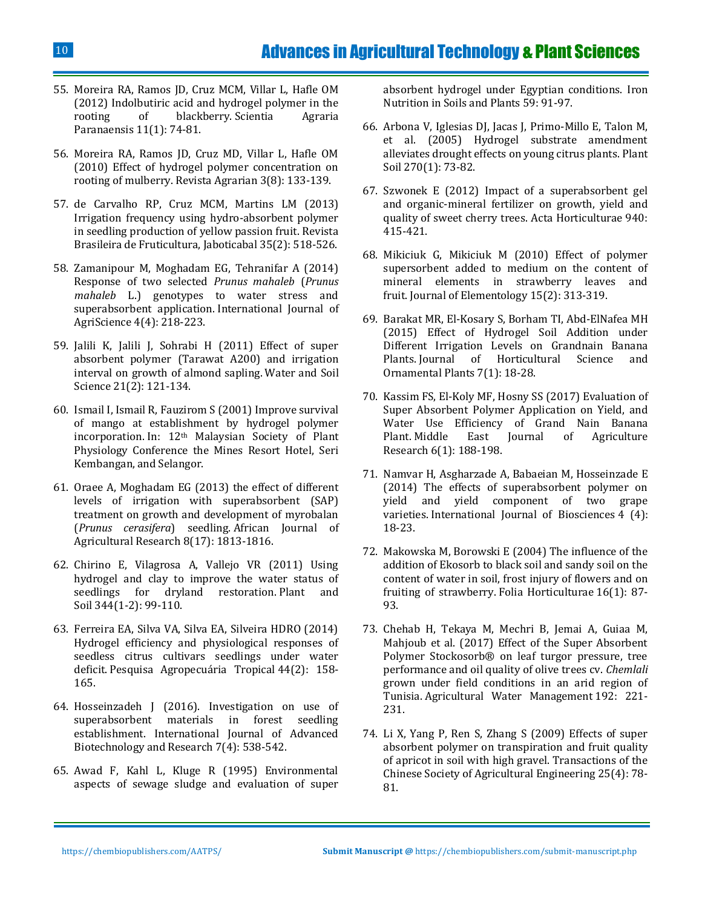55. Moreira RA, Ramos JD, Cruz MCM, Villar L, Hafle OM (2012) Indolbutiric acid and hydrogel polymer in the rooting of blackberry. Scientia Agraria Paranaensis 11(1): 74-81.

56. Moreira RA, Ramos JD, Cruz MD, Villar L, Hafle OM (2010) Effect of hydrogel polymer concentration on rooting of mulberry. Revista Agrarian 3(8): 133-139.

57. de Carvalho RP, Cruz MCM, Martins LM (2013) Irrigation frequency using hydro-absorbent polymer in seedling production of yellow passion fruit. Revista Brasileira de Fruticultura, Jaboticabal 35(2): 518-526.

58. Zamanipour M, Moghadam EG, Tehranifar A (2014) Response of two selected *Prunus mahaleb* (*Prunus mahaleb* L.) genotypes to water stress and superabsorbent application. International Journal of AgriScience 4(4): 218-223.

59. Jalili K, Jalili J, Sohrabi H (2011) Effect of super absorbent polymer (Tarawat A200) and irrigation interval on growth of almond sapling. Water and Soil Science 21(2): 121-134.

60. Ismail I, Ismail R, Fauzirom S (2001) Improve survival of mango at establishment by hydrogel polymer incorporation. In: 12th Malaysian Society of Plant Physiology Conference the Mines Resort Hotel, Seri Kembangan, and Selangor.

61. Oraee A, Moghadam EG (2013) the effect of different levels of irrigation with superabsorbent (SAP) treatment on growth and development of myrobalan (*Prunus cerasifera*) seedling. African Journal of Agricultural Research 8(17): 1813-1816.

62. Chirino E, Vilagrosa A, Vallejo VR (2011) Using hydrogel and clay to improve the water status of seedlings for dryland restoration. Plant and Soil 344(1-2): 99-110.

63. Ferreira EA, Silva VA, Silva EA, Silveira HDRO (2014) Hydrogel efficiency and physiological responses of seedless citrus cultivars seedlings under water deficit. Pesquisa Agropecuária Tropical 44(2): 158-165.

64. Hosseinzadeh J (2016). Investigation on use of superabsorbent materials in forest seedling establishment. International Journal of Advanced Biotechnology and Research 7(4): 538-542.

65. Awad F, Kahl L, Kluge R (1995) Environmental aspects of sewage sludge and evaluation of super absorbent hydrogel under Egyptian conditions. Iron Nutrition in Soils and Plants 59: 91-97.

66. Arbona V, Iglesias DJ, Jacas J, Primo-Millo E, Talon M, et al. (2005) Hydrogel substrate amendment alleviates drought effects on young citrus plants. Plant Soil 270(1): 73-82.

67. Szwonek E (2012) Impact of a superabsorbent gel and organic-mineral fertilizer on growth, yield and quality of sweet cherry trees. Acta Horticulturae 940: 415-421.

68. Mikiciuk G, Mikiciuk M (2010) Effect of polymer supersorbent added to medium on the content of mineral elements in strawberry leaves and fruit. Journal of Elementology 15(2): 313-319.

69. Barakat MR, El-Kosary S, Borham TI, Abd-ElNafea MH (2015) Effect of Hydrogel Soil Addition under Different Irrigation Levels on Grandnain Banana Plants. Journal of Horticultural Science and Ornamental Plants 7(1): 18-28.

70. Kassim FS, El-Koly MF, Hosny SS (2017) Evaluation of Super Absorbent Polymer Application on Yield, and Water Use Efficiency of Grand Nain Banana Plant. Middle East Journal of Agriculture Research 6(1): 188-198.

71. Namvar H, Asgharzade A, Babaeian M, Hosseinzade E (2014) The effects of superabsorbent polymer on yield and yield component of two grape varieties. International Journal of Biosciences 4 (4): 18-23.

72. Makowska M, Borowski E (2004) The influence of the addition of Ekosorb to black soil and sandy soil on the content of water in soil, frost injury of flowers and on fruiting of strawberry. Folia Horticulturae 16(1): 87-93.

73. Chehab H, Tekaya M, Mechri B, Jemai A, Guiaa M, Mahjoub et al. (2017) Effect of the Super Absorbent Polymer Stockosorb® on leaf turgor pressure, tree performance and oil quality of olive trees cv. *Chemlali* grown under field conditions in an arid region of Tunisia. Agricultural Water Management 192: 221-231.

74. Li X, Yang P, Ren S, Zhang S (2009) Effects of super absorbent polymer on transpiration and fruit quality of apricot in soil with high gravel. Transactions of the Chinese Society of Agricultural Engineering 25(4): 78-81.